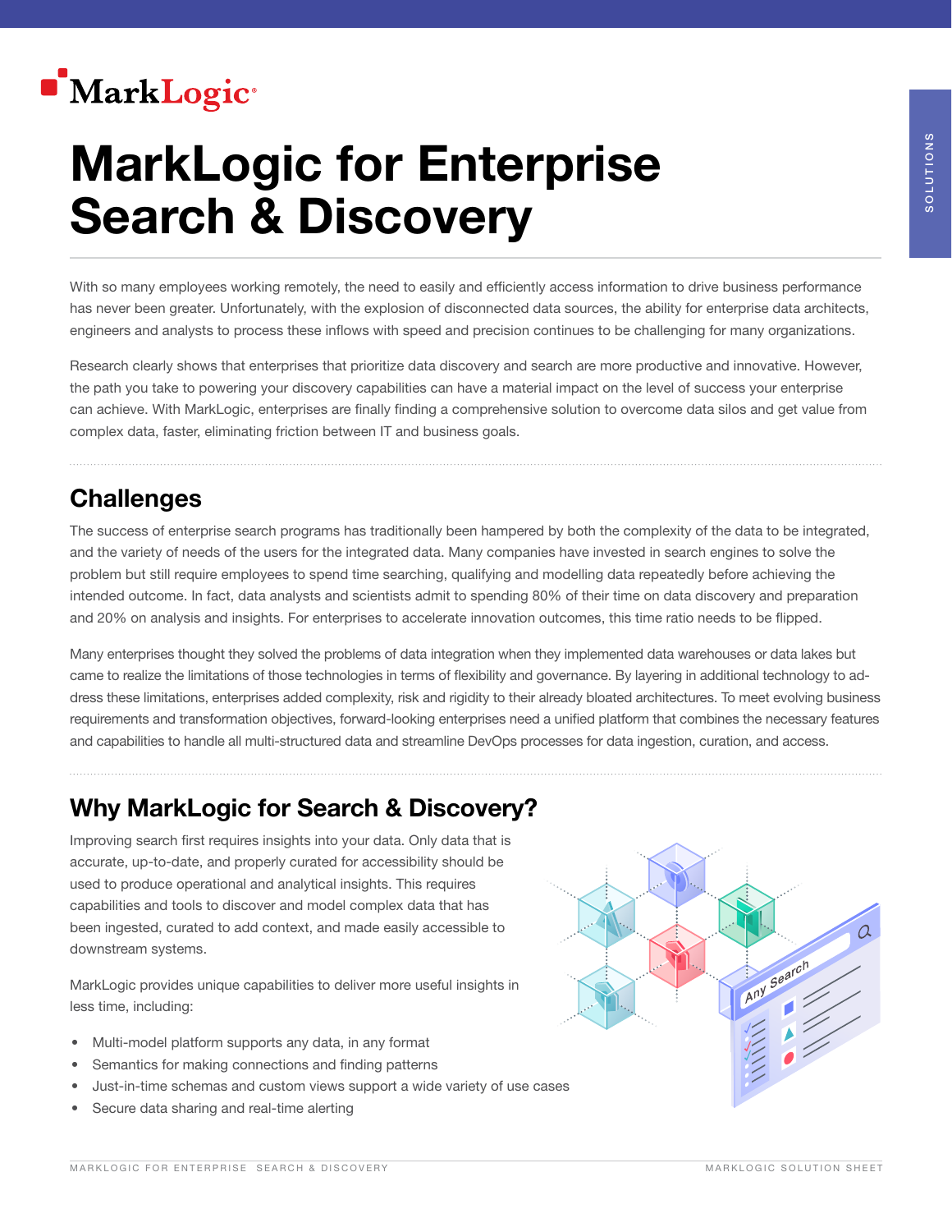# MarkLogic for Enterprise Search & Discovery

With so many employees working remotely, the need to easily and efficiently access information to drive business performance has never been greater. Unfortunately, with the explosion of disconnected data sources, the ability for enterprise data architects, engineers and analysts to process these inflows with speed and precision continues to be challenging for many organizations.

Research clearly shows that enterprises that prioritize data discovery and search are more productive and innovative. However, the path you take to powering your discovery capabilities can have a material impact on the level of success your enterprise can achieve. With MarkLogic, enterprises are finally finding a comprehensive solution to overcome data silos and get value from complex data, faster, eliminating friction between IT and business goals.

## Challenges

The success of enterprise search programs has traditionally been hampered by both the complexity of the data to be integrated, and the variety of needs of the users for the integrated data. Many companies have invested in search engines to solve the problem but still require employees to spend time searching, qualifying and modelling data repeatedly before achieving the intended outcome. In fact, data analysts and scientists admit to spending 80% of their time on data discovery and preparation and 20% on analysis and insights. For enterprises to accelerate innovation outcomes, this time ratio needs to be flipped.

Many enterprises thought they solved the problems of data integration when they implemented data warehouses or data lakes but came to realize the limitations of those technologies in terms of flexibility and governance. By layering in additional technology to address these limitations, enterprises added complexity, risk and rigidity to their already bloated architectures. To meet evolving business requirements and transformation objectives, forward-looking enterprises need a unified platform that combines the necessary features and capabilities to handle all multi-structured data and streamline DevOps processes for data ingestion, curation, and access.

## Why MarkLogic for Search & Discovery?

Improving search first requires insights into your data. Only data that is accurate, up-to-date, and properly curated for accessibility should be used to produce operational and analytical insights. This requires capabilities and tools to discover and model complex data that has been ingested, curated to add context, and made easily accessible to downstream systems.

MarkLogic provides unique capabilities to deliver more useful insights in less time, including:

- Multi-model platform supports any data, in any format
- Semantics for making connections and finding patterns
- Just-in-time schemas and custom views support a wide variety of use cases
- Secure data sharing and real-time alerting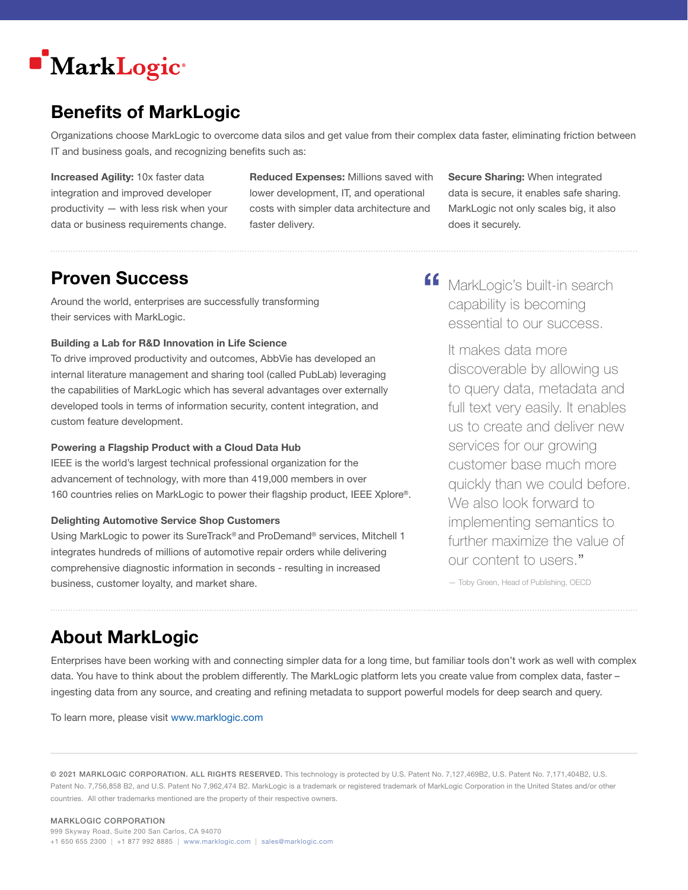# Benefits of MarkLogic

Organizations choose MarkLogic to overcome data silos and get value from their complex data faster, eliminating friction between IT and business goals, and recognizing benefits such as:

**Increased Agility:** 10x faster data integration and improved developer productivity — with less risk when your data or business requirements change.

**Reduced Expenses:** Millions saved with lower development, IT, and operational costs with simpler data architecture and faster delivery.

**Secure Sharing:** When integrated data is secure, it enables safe sharing. MarkLogic not only scales big, it also does it securely.

# Proven Success

Around the world, enterprises are successfully transforming their services with MarkLogic.

### Building a Lab for R&D Innovation in Life Science

To drive improved productivity and outcomes, AbbVie has developed an internal literature management and sharing tool (called PubLab) leveraging the capabilities of MarkLogic which has several advantages over externally developed tools in terms of information security, content integration, and custom feature development.

### Powering a Flagship Product with a Cloud Data Hub

IEEE is the world's largest technical professional organization for the advancement of technology, with more than 419,000 members in over 160 countries relies on MarkLogic to power their flagship product, IEEE Xplore®.

### Delighting Automotive Service Shop Customers

Using MarkLogic to power its SureTrack® and ProDemand® services, Mitchell 1 integrates hundreds of millions of automotive repair orders while delivering comprehensive diagnostic information in seconds - resulting in increased business, customer loyalty, and market share.

> "MarkLogic's built-in search capability is becoming essential to our success.
>
> It makes data more discoverable by allowing us to query data, metadata and full text very easily. It enables us to create and deliver new services for our growing customer base much more quickly than we could before. We also look forward to implementing semantics to further maximize the value of our content to users."
>
> — Toby Green, Head of Publishing, OECD

# About MarkLogic

Enterprises have been working with and connecting simpler data for a long time, but familiar tools don't work as well with complex data. You have to think about the problem differently. The MarkLogic platform lets you create value from complex data, faster – ingesting data from any source, and creating and refining metadata to support powerful models for deep search and query.

To learn more, please visit www.marklogic.com

© 2021 MARKLOGIC CORPORATION. ALL RIGHTS RESERVED. This technology is protected by U.S. Patent No. 7,127,469B2, U.S. Patent No. 7,171,404B2, U.S. Patent No. 7,756,858 B2, and U.S. Patent No 7,962,474 B2. MarkLogic is a trademark or registered trademark of MarkLogic Corporation in the United States and/or other countries. All other trademarks mentioned are the property of their respective owners.

MARKLOGIC CORPORATION
999 Skyway Road, Suite 200 San Carlos, CA 94070
+1 650 655 2300 | +1 877 992 8885 | www.marklogic.com | sales@marklogic.com